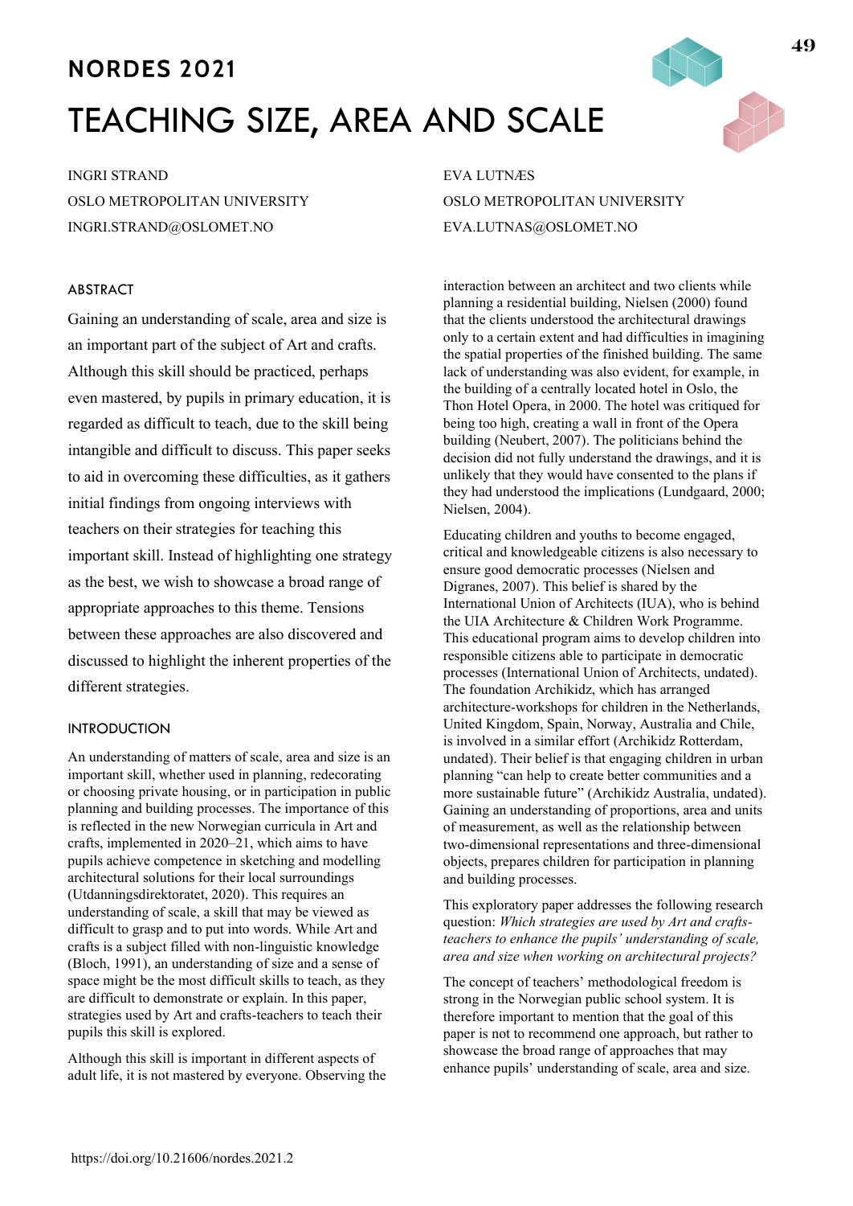# NORDES 2021

# TEACHING SIZE, AREA AND SCALE

INGRI STRAND
OSLO METROPOLITAN UNIVERSITY
INGRI.STRAND@OSLOMET.NO

EVA LUTNÆS
OSLO METROPOLITAN UNIVERSITY
EVA.LUTNAS@OSLOMET.NO

## ABSTRACT

Gaining an understanding of scale, area and size is an important part of the subject of Art and crafts. Although this skill should be practiced, perhaps even mastered, by pupils in primary education, it is regarded as difficult to teach, due to the skill being intangible and difficult to discuss. This paper seeks to aid in overcoming these difficulties, as it gathers initial findings from ongoing interviews with teachers on their strategies for teaching this important skill. Instead of highlighting one strategy as the best, we wish to showcase a broad range of appropriate approaches to this theme. Tensions between these approaches are also discovered and discussed to highlight the inherent properties of the different strategies.

## INTRODUCTION

An understanding of matters of scale, area and size is an important skill, whether used in planning, redecorating or choosing private housing, or in participation in public planning and building processes. The importance of this is reflected in the new Norwegian curricula in Art and crafts, implemented in 2020–21, which aims to have pupils achieve competence in sketching and modelling architectural solutions for their local surroundings (Utdanningsdirektoratet, 2020). This requires an understanding of scale, a skill that may be viewed as difficult to grasp and to put into words. While Art and crafts is a subject filled with non-linguistic knowledge (Bloch, 1991), an understanding of size and a sense of space might be the most difficult skills to teach, as they are difficult to demonstrate or explain. In this paper, strategies used by Art and crafts-teachers to teach their pupils this skill is explored.

Although this skill is important in different aspects of adult life, it is not mastered by everyone. Observing the interaction between an architect and two clients while planning a residential building, Nielsen (2000) found that the clients understood the architectural drawings only to a certain extent and had difficulties in imagining the spatial properties of the finished building. The same lack of understanding was also evident, for example, in the building of a centrally located hotel in Oslo, the Thon Hotel Opera, in 2000. The hotel was critiqued for being too high, creating a wall in front of the Opera building (Neubert, 2007). The politicians behind the decision did not fully understand the drawings, and it is unlikely that they would have consented to the plans if they had understood the implications (Lundgaard, 2000; Nielsen, 2004).

Educating children and youths to become engaged, critical and knowledgeable citizens is also necessary to ensure good democratic processes (Nielsen and Digranes, 2007). This belief is shared by the International Union of Architects (IUA), who is behind the UIA Architecture & Children Work Programme. This educational program aims to develop children into responsible citizens able to participate in democratic processes (International Union of Architects, undated). The foundation Archikidz, which has arranged architecture-workshops for children in the Netherlands, United Kingdom, Spain, Norway, Australia and Chile, is involved in a similar effort (Archikidz Rotterdam, undated). Their belief is that engaging children in urban planning "can help to create better communities and a more sustainable future" (Archikidz Australia, undated). Gaining an understanding of proportions, area and units of measurement, as well as the relationship between two-dimensional representations and three-dimensional objects, prepares children for participation in planning and building processes.

This exploratory paper addresses the following research question: *Which strategies are used by Art and crafts-teachers to enhance the pupils' understanding of scale, area and size when working on architectural projects?*

The concept of teachers' methodological freedom is strong in the Norwegian public school system. It is therefore important to mention that the goal of this paper is not to recommend one approach, but rather to showcase the broad range of approaches that may enhance pupils' understanding of scale, area and size.

https://doi.org/10.21606/nordes.2021.2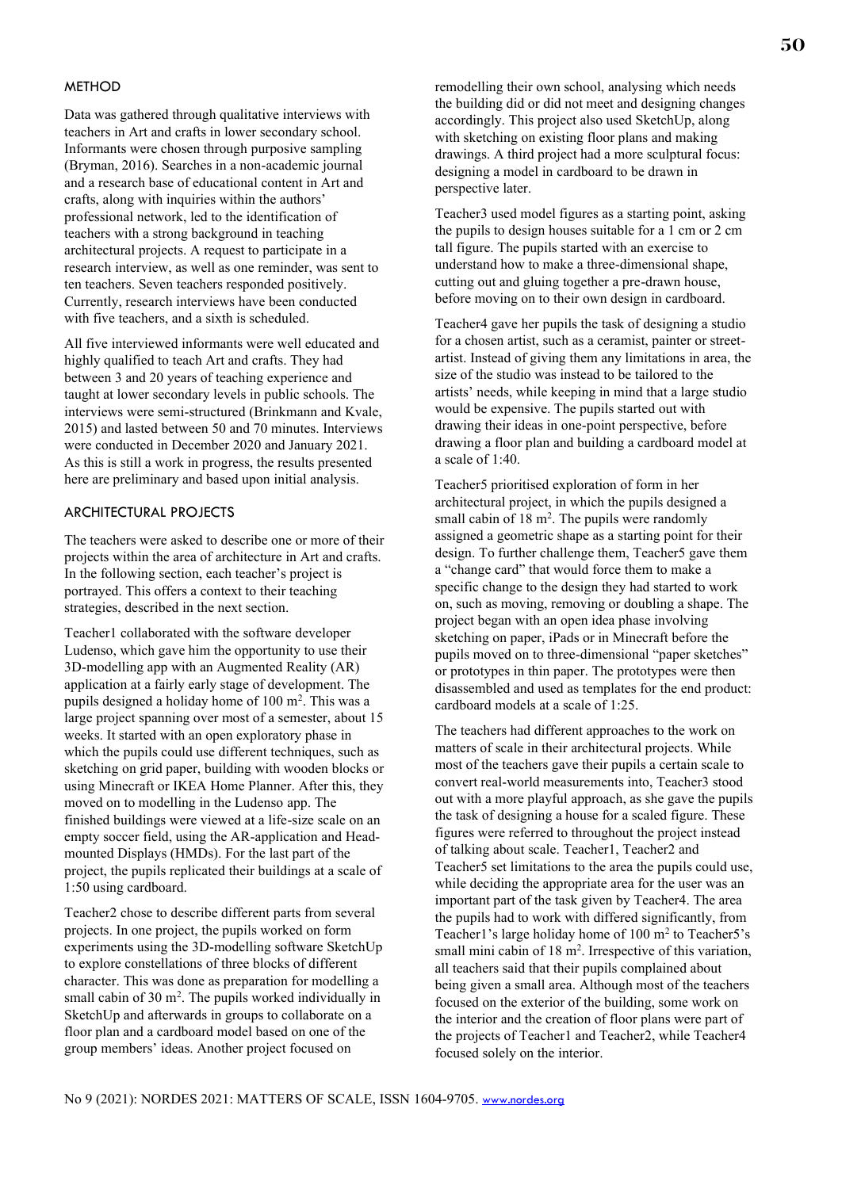## METHOD

Data was gathered through qualitative interviews with teachers in Art and crafts in lower secondary school. Informants were chosen through purposive sampling (Bryman, 2016). Searches in a non-academic journal and a research base of educational content in Art and crafts, along with inquiries within the authors' professional network, led to the identification of teachers with a strong background in teaching architectural projects. A request to participate in a research interview, as well as one reminder, was sent to ten teachers. Seven teachers responded positively. Currently, research interviews have been conducted with five teachers, and a sixth is scheduled.

All five interviewed informants were well educated and highly qualified to teach Art and crafts. They had between 3 and 20 years of teaching experience and taught at lower secondary levels in public schools. The interviews were semi-structured (Brinkmann and Kvale, 2015) and lasted between 50 and 70 minutes. Interviews were conducted in December 2020 and January 2021. As this is still a work in progress, the results presented here are preliminary and based upon initial analysis.

## ARCHITECTURAL PROJECTS

The teachers were asked to describe one or more of their projects within the area of architecture in Art and crafts. In the following section, each teacher's project is portrayed. This offers a context to their teaching strategies, described in the next section.

Teacher1 collaborated with the software developer Ludenso, which gave him the opportunity to use their 3D-modelling app with an Augmented Reality (AR) application at a fairly early stage of development. The pupils designed a holiday home of 100 m$^2$. This was a large project spanning over most of a semester, about 15 weeks. It started with an open exploratory phase in which the pupils could use different techniques, such as sketching on grid paper, building with wooden blocks or using Minecraft or IKEA Home Planner. After this, they moved on to modelling in the Ludenso app. The finished buildings were viewed at a life-size scale on an empty soccer field, using the AR-application and Head-mounted Displays (HMDs). For the last part of the project, the pupils replicated their buildings at a scale of 1:50 using cardboard.

Teacher2 chose to describe different parts from several projects. In one project, the pupils worked on form experiments using the 3D-modelling software SketchUp to explore constellations of three blocks of different character. This was done as preparation for modelling a small cabin of 30 m$^2$. The pupils worked individually in SketchUp and afterwards in groups to collaborate on a floor plan and a cardboard model based on one of the group members' ideas. Another project focused on remodelling their own school, analysing which needs the building did or did not meet and designing changes accordingly. This project also used SketchUp, along with sketching on existing floor plans and making drawings. A third project had a more sculptural focus: designing a model in cardboard to be drawn in perspective later.

Teacher3 used model figures as a starting point, asking the pupils to design houses suitable for a 1 cm or 2 cm tall figure. The pupils started with an exercise to understand how to make a three-dimensional shape, cutting out and gluing together a pre-drawn house, before moving on to their own design in cardboard.

Teacher4 gave her pupils the task of designing a studio for a chosen artist, such as a ceramist, painter or street-artist. Instead of giving them any limitations in area, the size of the studio was instead to be tailored to the artists' needs, while keeping in mind that a large studio would be expensive. The pupils started out with drawing their ideas in one-point perspective, before drawing a floor plan and building a cardboard model at a scale of 1:40.

Teacher5 prioritised exploration of form in her architectural project, in which the pupils designed a small cabin of 18 m$^2$. The pupils were randomly assigned a geometric shape as a starting point for their design. To further challenge them, Teacher5 gave them a "change card" that would force them to make a specific change to the design they had started to work on, such as moving, removing or doubling a shape. The project began with an open idea phase involving sketching on paper, iPads or in Minecraft before the pupils moved on to three-dimensional "paper sketches" or prototypes in thin paper. The prototypes were then disassembled and used as templates for the end product: cardboard models at a scale of 1:25.

The teachers had different approaches to the work on matters of scale in their architectural projects. While most of the teachers gave their pupils a certain scale to convert real-world measurements into, Teacher3 stood out with a more playful approach, as she gave the pupils the task of designing a house for a scaled figure. These figures were referred to throughout the project instead of talking about scale. Teacher1, Teacher2 and Teacher5 set limitations to the area the pupils could use, while deciding the appropriate area for the user was an important part of the task given by Teacher4. The area the pupils had to work with differed significantly, from Teacher1's large holiday home of 100 m$^2$ to Teacher5's small mini cabin of 18 m$^2$. Irrespective of this variation, all teachers said that their pupils complained about being given a small area. Although most of the teachers focused on the exterior of the building, some work on the interior and the creation of floor plans were part of the projects of Teacher1 and Teacher2, while Teacher4 focused solely on the interior.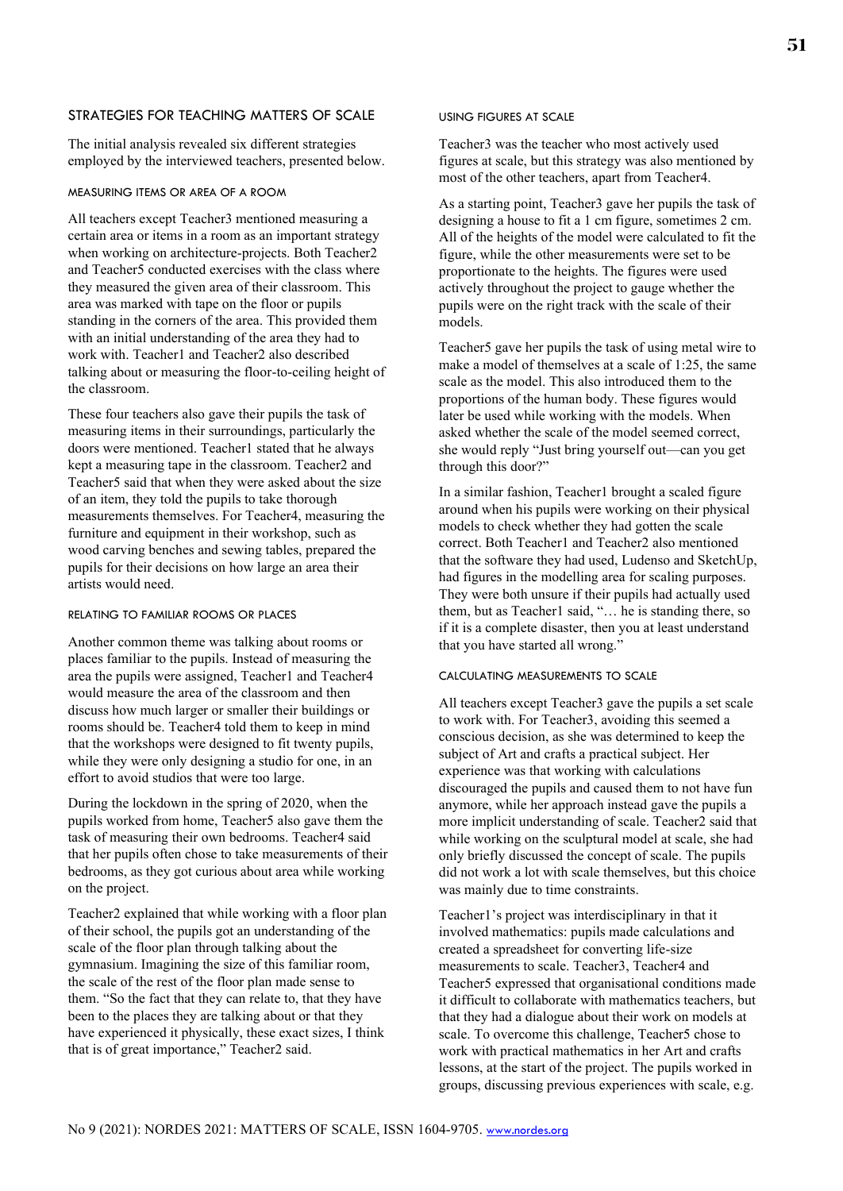## STRATEGIES FOR TEACHING MATTERS OF SCALE

The initial analysis revealed six different strategies employed by the interviewed teachers, presented below.

### MEASURING ITEMS OR AREA OF A ROOM

All teachers except Teacher3 mentioned measuring a certain area or items in a room as an important strategy when working on architecture-projects. Both Teacher2 and Teacher5 conducted exercises with the class where they measured the given area of their classroom. This area was marked with tape on the floor or pupils standing in the corners of the area. This provided them with an initial understanding of the area they had to work with. Teacher1 and Teacher2 also described talking about or measuring the floor-to-ceiling height of the classroom.

These four teachers also gave their pupils the task of measuring items in their surroundings, particularly the doors were mentioned. Teacher1 stated that he always kept a measuring tape in the classroom. Teacher2 and Teacher5 said that when they were asked about the size of an item, they told the pupils to take thorough measurements themselves. For Teacher4, measuring the furniture and equipment in their workshop, such as wood carving benches and sewing tables, prepared the pupils for their decisions on how large an area their artists would need.

### RELATING TO FAMILIAR ROOMS OR PLACES

Another common theme was talking about rooms or places familiar to the pupils. Instead of measuring the area the pupils were assigned, Teacher1 and Teacher4 would measure the area of the classroom and then discuss how much larger or smaller their buildings or rooms should be. Teacher4 told them to keep in mind that the workshops were designed to fit twenty pupils, while they were only designing a studio for one, in an effort to avoid studios that were too large.

During the lockdown in the spring of 2020, when the pupils worked from home, Teacher5 also gave them the task of measuring their own bedrooms. Teacher4 said that her pupils often chose to take measurements of their bedrooms, as they got curious about area while working on the project.

Teacher2 explained that while working with a floor plan of their school, the pupils got an understanding of the scale of the floor plan through talking about the gymnasium. Imagining the size of this familiar room, the scale of the rest of the floor plan made sense to them. "So the fact that they can relate to, that they have been to the places they are talking about or that they have experienced it physically, these exact sizes, I think that is of great importance," Teacher2 said.

### USING FIGURES AT SCALE

Teacher3 was the teacher who most actively used figures at scale, but this strategy was also mentioned by most of the other teachers, apart from Teacher4.

As a starting point, Teacher3 gave her pupils the task of designing a house to fit a 1 cm figure, sometimes 2 cm. All of the heights of the model were calculated to fit the figure, while the other measurements were set to be proportionate to the heights. The figures were used actively throughout the project to gauge whether the pupils were on the right track with the scale of their models.

Teacher5 gave her pupils the task of using metal wire to make a model of themselves at a scale of 1:25, the same scale as the model. This also introduced them to the proportions of the human body. These figures would later be used while working with the models. When asked whether the scale of the model seemed correct, she would reply "Just bring yourself out—can you get through this door?"

In a similar fashion, Teacher1 brought a scaled figure around when his pupils were working on their physical models to check whether they had gotten the scale correct. Both Teacher1 and Teacher2 also mentioned that the software they had used, Ludenso and SketchUp, had figures in the modelling area for scaling purposes. They were both unsure if their pupils had actually used them, but as Teacher1 said, "… he is standing there, so if it is a complete disaster, then you at least understand that you have started all wrong."

### CALCULATING MEASUREMENTS TO SCALE

All teachers except Teacher3 gave the pupils a set scale to work with. For Teacher3, avoiding this seemed a conscious decision, as she was determined to keep the subject of Art and crafts a practical subject. Her experience was that working with calculations discouraged the pupils and caused them to not have fun anymore, while her approach instead gave the pupils a more implicit understanding of scale. Teacher2 said that while working on the sculptural model at scale, she had only briefly discussed the concept of scale. The pupils did not work a lot with scale themselves, but this choice was mainly due to time constraints.

Teacher1's project was interdisciplinary in that it involved mathematics: pupils made calculations and created a spreadsheet for converting life-size measurements to scale. Teacher3, Teacher4 and Teacher5 expressed that organisational conditions made it difficult to collaborate with mathematics teachers, but that they had a dialogue about their work on models at scale. To overcome this challenge, Teacher5 chose to work with practical mathematics in her Art and crafts lessons, at the start of the project. The pupils worked in groups, discussing previous experiences with scale, e.g.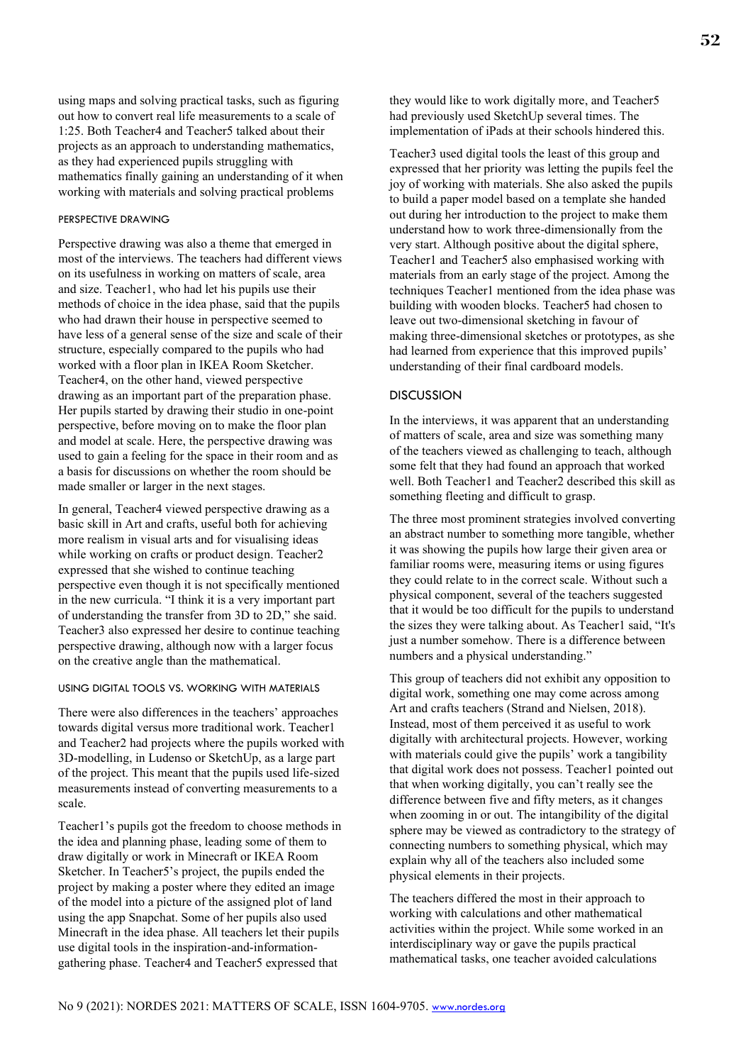using maps and solving practical tasks, such as figuring out how to convert real life measurements to a scale of 1:25. Both Teacher4 and Teacher5 talked about their projects as an approach to understanding mathematics, as they had experienced pupils struggling with mathematics finally gaining an understanding of it when working with materials and solving practical problems

#### PERSPECTIVE DRAWING

Perspective drawing was also a theme that emerged in most of the interviews. The teachers had different views on its usefulness in working on matters of scale, area and size. Teacher1, who had let his pupils use their methods of choice in the idea phase, said that the pupils who had drawn their house in perspective seemed to have less of a general sense of the size and scale of their structure, especially compared to the pupils who had worked with a floor plan in IKEA Room Sketcher. Teacher4, on the other hand, viewed perspective drawing as an important part of the preparation phase. Her pupils started by drawing their studio in one-point perspective, before moving on to make the floor plan and model at scale. Here, the perspective drawing was used to gain a feeling for the space in their room and as a basis for discussions on whether the room should be made smaller or larger in the next stages.

In general, Teacher4 viewed perspective drawing as a basic skill in Art and crafts, useful both for achieving more realism in visual arts and for visualising ideas while working on crafts or product design. Teacher2 expressed that she wished to continue teaching perspective even though it is not specifically mentioned in the new curricula. "I think it is a very important part of understanding the transfer from 3D to 2D," she said. Teacher3 also expressed her desire to continue teaching perspective drawing, although now with a larger focus on the creative angle than the mathematical.

#### USING DIGITAL TOOLS VS. WORKING WITH MATERIALS

There were also differences in the teachers' approaches towards digital versus more traditional work. Teacher1 and Teacher2 had projects where the pupils worked with 3D-modelling, in Ludenso or SketchUp, as a large part of the project. This meant that the pupils used life-sized measurements instead of converting measurements to a scale.

Teacher1's pupils got the freedom to choose methods in the idea and planning phase, leading some of them to draw digitally or work in Minecraft or IKEA Room Sketcher. In Teacher5's project, the pupils ended the project by making a poster where they edited an image of the model into a picture of the assigned plot of land using the app Snapchat. Some of her pupils also used Minecraft in the idea phase. All teachers let their pupils use digital tools in the inspiration-and-information-gathering phase. Teacher4 and Teacher5 expressed that they would like to work digitally more, and Teacher5 had previously used SketchUp several times. The implementation of iPads at their schools hindered this.

Teacher3 used digital tools the least of this group and expressed that her priority was letting the pupils feel the joy of working with materials. She also asked the pupils to build a paper model based on a template she handed out during her introduction to the project to make them understand how to work three-dimensionally from the very start. Although positive about the digital sphere, Teacher1 and Teacher5 also emphasised working with materials from an early stage of the project. Among the techniques Teacher1 mentioned from the idea phase was building with wooden blocks. Teacher5 had chosen to leave out two-dimensional sketching in favour of making three-dimensional sketches or prototypes, as she had learned from experience that this improved pupils' understanding of their final cardboard models.

## DISCUSSION

In the interviews, it was apparent that an understanding of matters of scale, area and size was something many of the teachers viewed as challenging to teach, although some felt that they had found an approach that worked well. Both Teacher1 and Teacher2 described this skill as something fleeting and difficult to grasp.

The three most prominent strategies involved converting an abstract number to something more tangible, whether it was showing the pupils how large their given area or familiar rooms were, measuring items or using figures they could relate to in the correct scale. Without such a physical component, several of the teachers suggested that it would be too difficult for the pupils to understand the sizes they were talking about. As Teacher1 said, "It's just a number somehow. There is a difference between numbers and a physical understanding."

This group of teachers did not exhibit any opposition to digital work, something one may come across among Art and crafts teachers (Strand and Nielsen, 2018). Instead, most of them perceived it as useful to work digitally with architectural projects. However, working with materials could give the pupils' work a tangibility that digital work does not possess. Teacher1 pointed out that when working digitally, you can't really see the difference between five and fifty meters, as it changes when zooming in or out. The intangibility of the digital sphere may be viewed as contradictory to the strategy of connecting numbers to something physical, which may explain why all of the teachers also included some physical elements in their projects.

The teachers differed the most in their approach to working with calculations and other mathematical activities within the project. While some worked in an interdisciplinary way or gave the pupils practical mathematical tasks, one teacher avoided calculations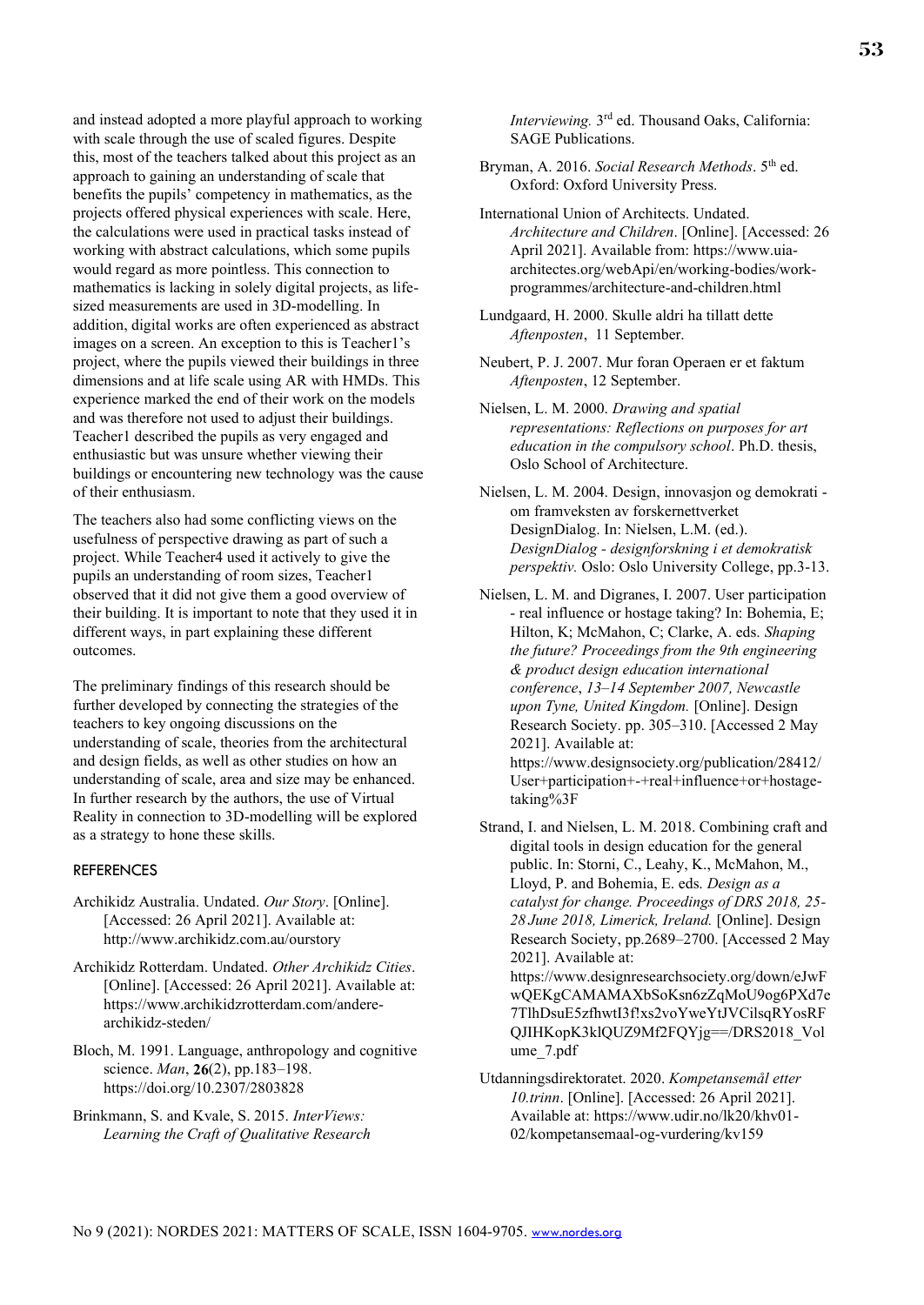and instead adopted a more playful approach to working with scale through the use of scaled figures. Despite this, most of the teachers talked about this project as an approach to gaining an understanding of scale that benefits the pupils' competency in mathematics, as the projects offered physical experiences with scale. Here, the calculations were used in practical tasks instead of working with abstract calculations, which some pupils would regard as more pointless. This connection to mathematics is lacking in solely digital projects, as life-sized measurements are used in 3D-modelling. In addition, digital works are often experienced as abstract images on a screen. An exception to this is Teacher1's project, where the pupils viewed their buildings in three dimensions and at life scale using AR with HMDs. This experience marked the end of their work on the models and was therefore not used to adjust their buildings. Teacher1 described the pupils as very engaged and enthusiastic but was unsure whether viewing their buildings or encountering new technology was the cause of their enthusiasm.

The teachers also had some conflicting views on the usefulness of perspective drawing as part of such a project. While Teacher4 used it actively to give the pupils an understanding of room sizes, Teacher1 observed that it did not give them a good overview of their building. It is important to note that they used it in different ways, in part explaining these different outcomes.

The preliminary findings of this research should be further developed by connecting the strategies of the teachers to key ongoing discussions on the understanding of scale, theories from the architectural and design fields, as well as other studies on how an understanding of scale, area and size may be enhanced. In further research by the authors, the use of Virtual Reality in connection to 3D-modelling will be explored as a strategy to hone these skills.

## REFERENCES

Archikidz Australia. Undated. *Our Story*. [Online]. [Accessed: 26 April 2021]. Available at: http://www.archikidz.com.au/ourstory

Archikidz Rotterdam. Undated. *Other Archikidz Cities*. [Online]. [Accessed: 26 April 2021]. Available at: https://www.archikidzrotterdam.com/andere-archikidz-steden/

Bloch, M. 1991. Language, anthropology and cognitive science. *Man*, **26**(2), pp.183–198. https://doi.org/10.2307/2803828

Brinkmann, S. and Kvale, S. 2015. *InterViews: Learning the Craft of Qualitative Research Interviewing.* 3rd ed. Thousand Oaks, California: SAGE Publications.

Bryman, A. 2016. *Social Research Methods*. 5th ed. Oxford: Oxford University Press.

International Union of Architects. Undated. *Architecture and Children*. [Online]. [Accessed: 26 April 2021]. Available from: https://www.uia-architectes.org/webApi/en/working-bodies/work-programmes/architecture-and-children.html

Lundgaard, H. 2000. Skulle aldri ha tillatt dette *Aftenposten*, 11 September.

Neubert, P. J. 2007. Mur foran Operaen er et faktum *Aftenposten*, 12 September.

Nielsen, L. M. 2000. *Drawing and spatial representations: Reflections on purposes for art education in the compulsory school*. Ph.D. thesis, Oslo School of Architecture.

Nielsen, L. M. 2004. Design, innovasjon og demokrati - om framveksten av forskernettverket DesignDialog. In: Nielsen, L.M. (ed.). *DesignDialog - designforskning i et demokratisk perspektiv.* Oslo: Oslo University College, pp.3-13.

Nielsen, L. M. and Digranes, I. 2007. User participation - real influence or hostage taking? In: Bohemia, E; Hilton, K; McMahon, C; Clarke, A. eds. *Shaping the future? Proceedings from the 9th engineering & product design education international conference, 13–14 September 2007, Newcastle upon Tyne, United Kingdom.* [Online]. Design Research Society. pp. 305–310. [Accessed 2 May 2021]. Available at: https://www.designsociety.org/publication/28412/User+participation+-+real+influence+or+hostage-taking%3F

Strand, I. and Nielsen, L. M. 2018. Combining craft and digital tools in design education for the general public. In: Storni, C., Leahy, K., McMahon, M., Lloyd, P. and Bohemia, E. eds. *Design as a catalyst for change. Proceedings of DRS 2018, 25-28 June 2018, Limerick, Ireland.* [Online]. Design Research Society, pp.2689–2700. [Accessed 2 May 2021]. Available at: https://www.designresearchsociety.org/down/eJwFwQEKgCAMAMAXbSoKsn6zZqMoU9og6PXd7e7TlhDsuE5zfhwtI3f!xs2voYweYtJVCilsqRYosRFQJIHKopK3klQUZ9Mf2FQYjg==/DRS2018_Volume_7.pdf

Utdanningsdirektoratet. 2020. *Kompetansemål etter 10.trinn*. [Online]. [Accessed: 26 April 2021]. Available at: https://www.udir.no/lk20/khv01-02/kompetansemaal-og-vurdering/kv159